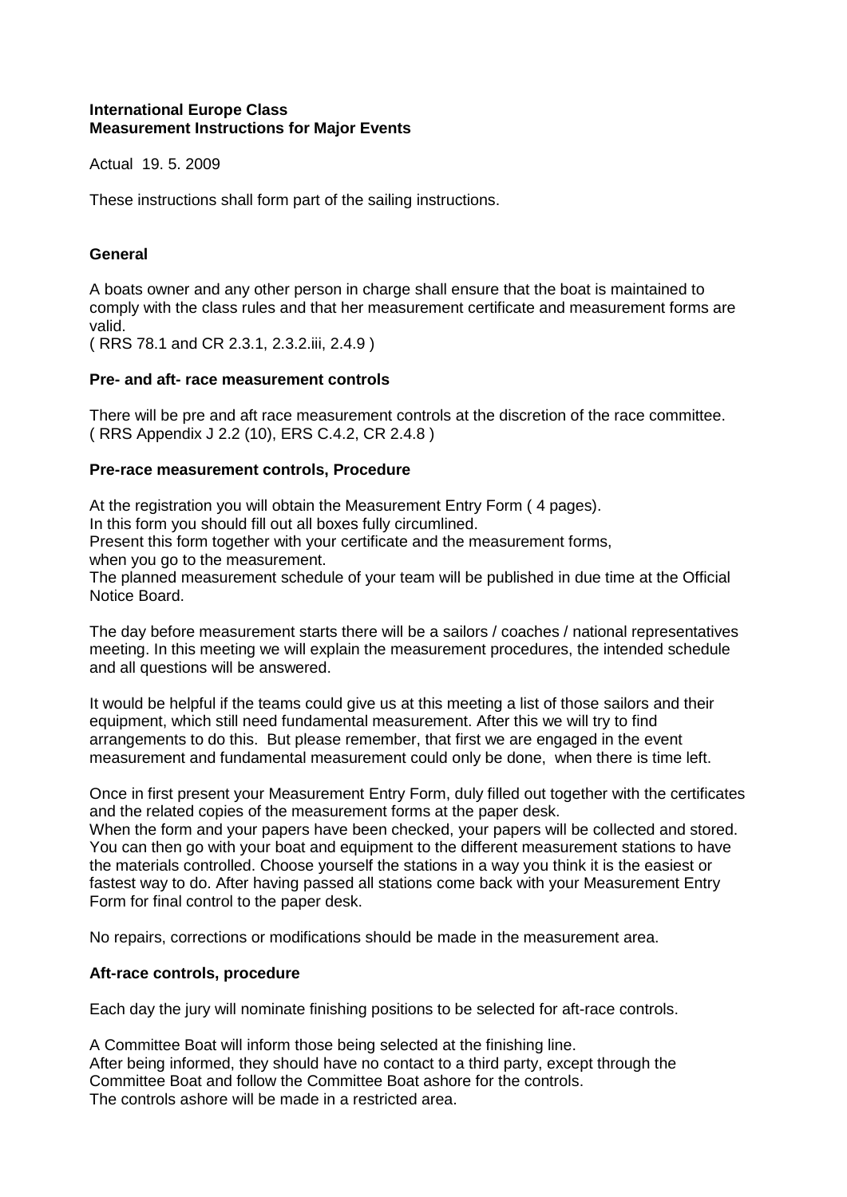**International Europe Class**
**Measurement Instructions for Major Events**

Actual 19. 5. 2009

These instructions shall form part of the sailing instructions.

## General

A boats owner and any other person in charge shall ensure that the boat is maintained to comply with the class rules and that her measurement certificate and measurement forms are valid.
( RRS 78.1 and CR 2.3.1, 2.3.2.iii, 2.4.9 )

## Pre- and aft- race measurement controls

There will be pre and aft race measurement controls at the discretion of the race committee.
( RRS Appendix J 2.2 (10), ERS C.4.2, CR 2.4.8 )

## Pre-race measurement controls, Procedure

At the registration you will obtain the Measurement Entry Form ( 4 pages).
In this form you should fill out all boxes fully circumlined.
Present this form together with your certificate and the measurement forms,
when you go to the measurement.
The planned measurement schedule of your team will be published in due time at the Official Notice Board.

The day before measurement starts there will be a sailors / coaches / national representatives meeting. In this meeting we will explain the measurement procedures, the intended schedule and all questions will be answered.

It would be helpful if the teams could give us at this meeting a list of those sailors and their equipment, which still need fundamental measurement. After this we will try to find arrangements to do this. But please remember, that first we are engaged in the event measurement and fundamental measurement could only be done, when there is time left.

Once in first present your Measurement Entry Form, duly filled out together with the certificates and the related copies of the measurement forms at the paper desk.
When the form and your papers have been checked, your papers will be collected and stored. You can then go with your boat and equipment to the different measurement stations to have the materials controlled. Choose yourself the stations in a way you think it is the easiest or fastest way to do. After having passed all stations come back with your Measurement Entry Form for final control to the paper desk.

No repairs, corrections or modifications should be made in the measurement area.

## Aft-race controls, procedure

Each day the jury will nominate finishing positions to be selected for aft-race controls.

A Committee Boat will inform those being selected at the finishing line.
After being informed, they should have no contact to a third party, except through the Committee Boat and follow the Committee Boat ashore for the controls.
The controls ashore will be made in a restricted area.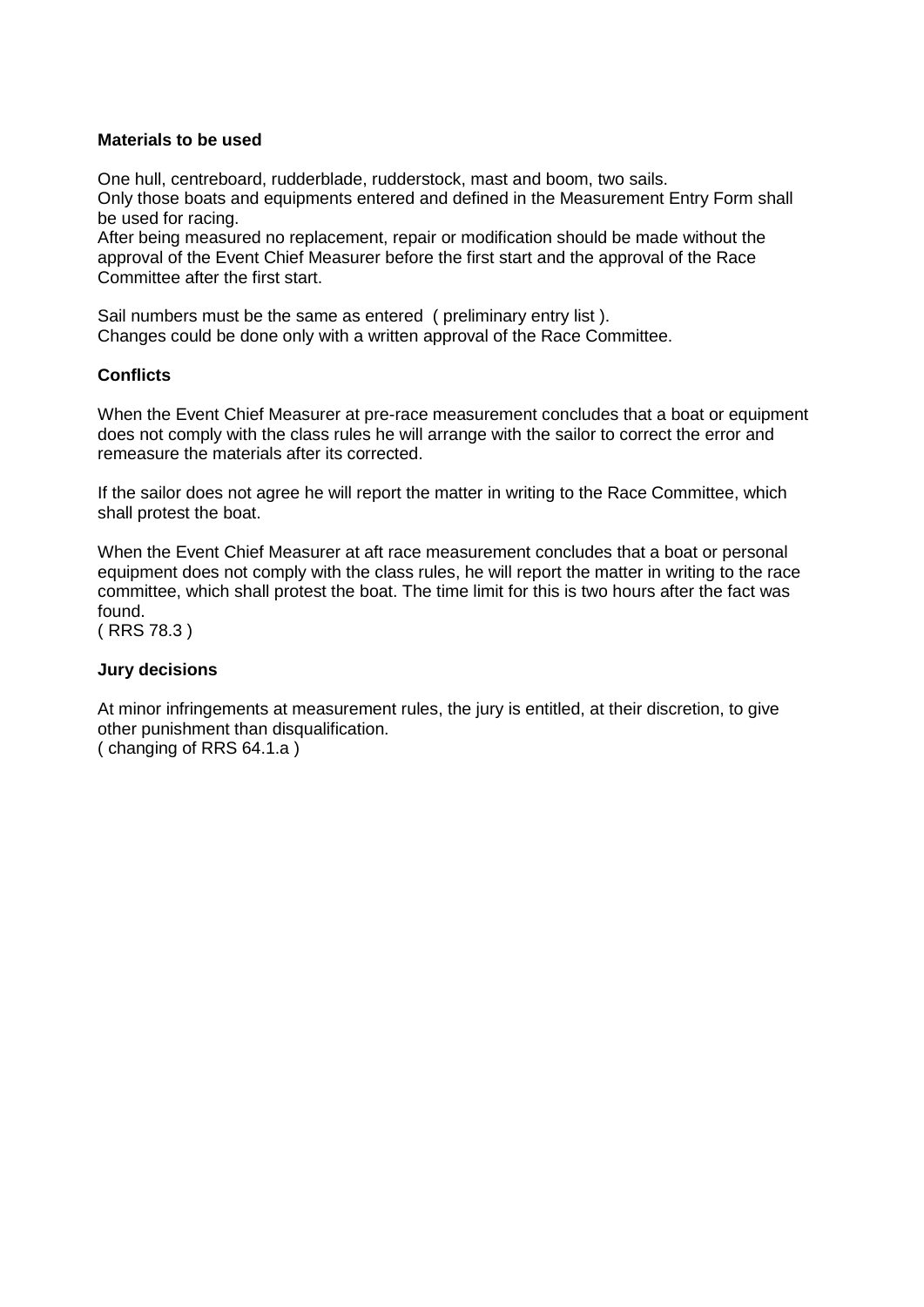**Materials to be used**

One hull, centreboard, rudderblade, rudderstock, mast and boom, two sails.
Only those boats and equipments entered and defined in the Measurement Entry Form shall be used for racing.
After being measured no replacement, repair or modification should be made without the approval of the Event Chief Measurer before the first start and the approval of the Race Committee after the first start.

Sail numbers must be the same as entered ( preliminary entry list ).
Changes could be done only with a written approval of the Race Committee.

**Conflicts**

When the Event Chief Measurer at pre-race measurement concludes that a boat or equipment does not comply with the class rules he will arrange with the sailor to correct the error and remeasure the materials after its corrected.

If the sailor does not agree he will report the matter in writing to the Race Committee, which shall protest the boat.

When the Event Chief Measurer at aft race measurement concludes that a boat or personal equipment does not comply with the class rules, he will report the matter in writing to the race committee, which shall protest the boat. The time limit for this is two hours after the fact was found.
( RRS 78.3 )

**Jury decisions**

At minor infringements at measurement rules, the jury is entitled, at their discretion, to give other punishment than disqualification.
( changing of RRS 64.1.a )